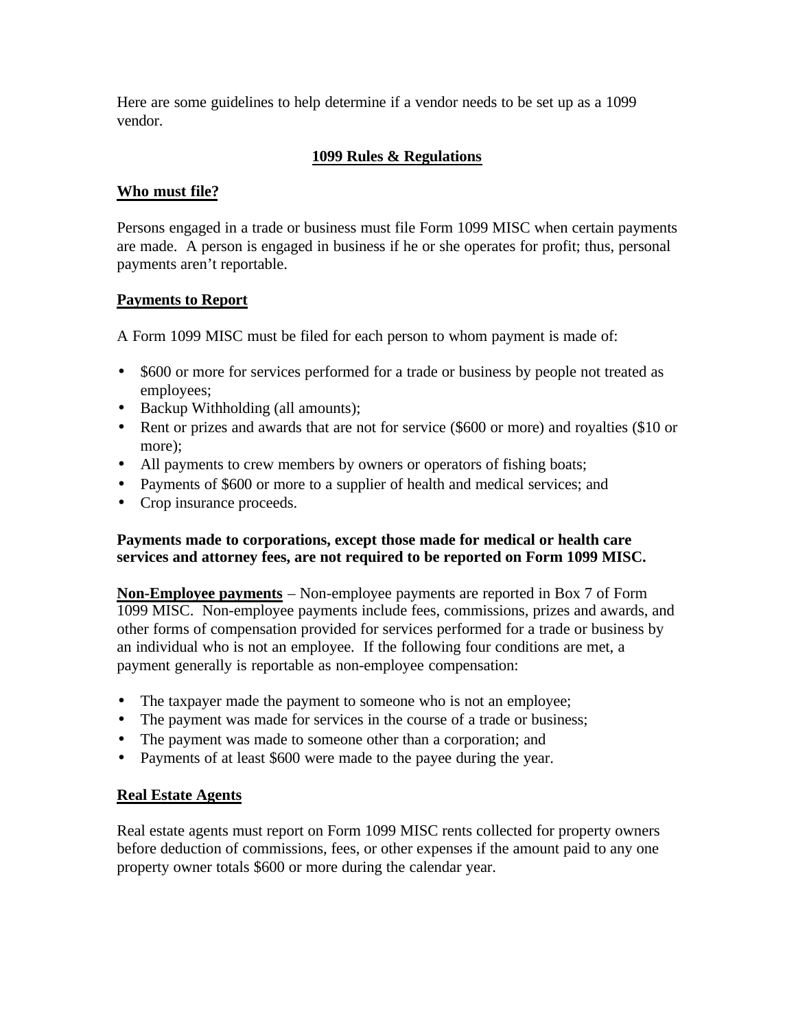Here are some guidelines to help determine if a vendor needs to be set up as a 1099 vendor.

## **1099 Rules & Regulations**

### **Who must file?**

Persons engaged in a trade or business must file Form 1099 MISC when certain payments are made. A person is engaged in business if he or she operates for profit; thus, personal payments aren't reportable.

### **Payments to Report**

A Form 1099 MISC must be filed for each person to whom payment is made of:

- $600 or more for services performed for a trade or business by people not treated as employees;
- Backup Withholding (all amounts);
- Rent or prizes and awards that are not for service ($600 or more) and royalties ($10 or more);
- All payments to crew members by owners or operators of fishing boats;
- Payments of $600 or more to a supplier of health and medical services; and
- Crop insurance proceeds.

**Payments made to corporations, except those made for medical or health care services and attorney fees, are not required to be reported on Form 1099 MISC.**

**Non-Employee payments** – Non-employee payments are reported in Box 7 of Form 1099 MISC. Non-employee payments include fees, commissions, prizes and awards, and other forms of compensation provided for services performed for a trade or business by an individual who is not an employee. If the following four conditions are met, a payment generally is reportable as non-employee compensation:

- The taxpayer made the payment to someone who is not an employee;
- The payment was made for services in the course of a trade or business;
- The payment was made to someone other than a corporation; and
- Payments of at least $600 were made to the payee during the year.

### **Real Estate Agents**

Real estate agents must report on Form 1099 MISC rents collected for property owners before deduction of commissions, fees, or other expenses if the amount paid to any one property owner totals $600 or more during the calendar year.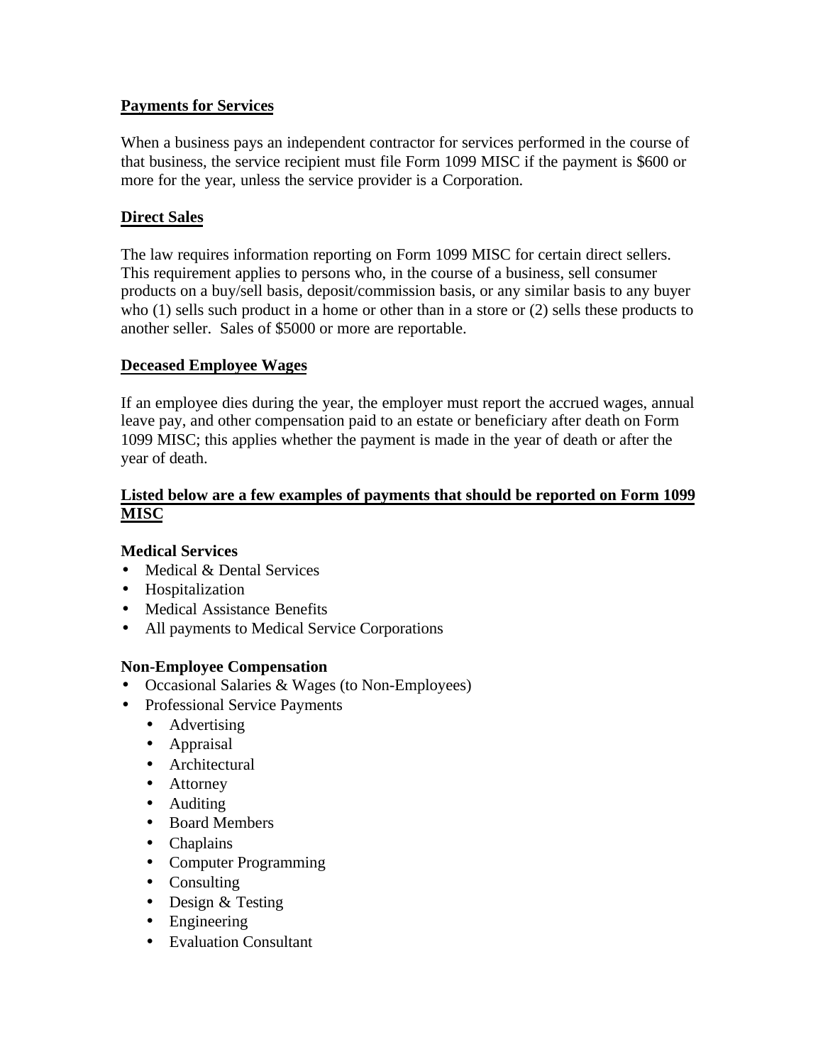**<u>Payments for Services</u>**

When a business pays an independent contractor for services performed in the course of that business, the service recipient must file Form 1099 MISC if the payment is $600 or more for the year, unless the service provider is a Corporation.

**<u>Direct Sales</u>**

The law requires information reporting on Form 1099 MISC for certain direct sellers. This requirement applies to persons who, in the course of a business, sell consumer products on a buy/sell basis, deposit/commission basis, or any similar basis to any buyer who (1) sells such product in a home or other than in a store or (2) sells these products to another seller. Sales of $5000 or more are reportable.

**<u>Deceased Employee Wages</u>**

If an employee dies during the year, the employer must report the accrued wages, annual leave pay, and other compensation paid to an estate or beneficiary after death on Form 1099 MISC; this applies whether the payment is made in the year of death or after the year of death.

**<u>Listed below are a few examples of payments that should be reported on Form 1099 MISC</u>**

**Medical Services**

- Medical & Dental Services
- Hospitalization
- Medical Assistance Benefits
- All payments to Medical Service Corporations

**Non-Employee Compensation**

- Occasional Salaries & Wages (to Non-Employees)
- Professional Service Payments
  - Advertising
  - Appraisal
  - Architectural
  - Attorney
  - Auditing
  - Board Members
  - Chaplains
  - Computer Programming
  - Consulting
  - Design & Testing
  - Engineering
  - Evaluation Consultant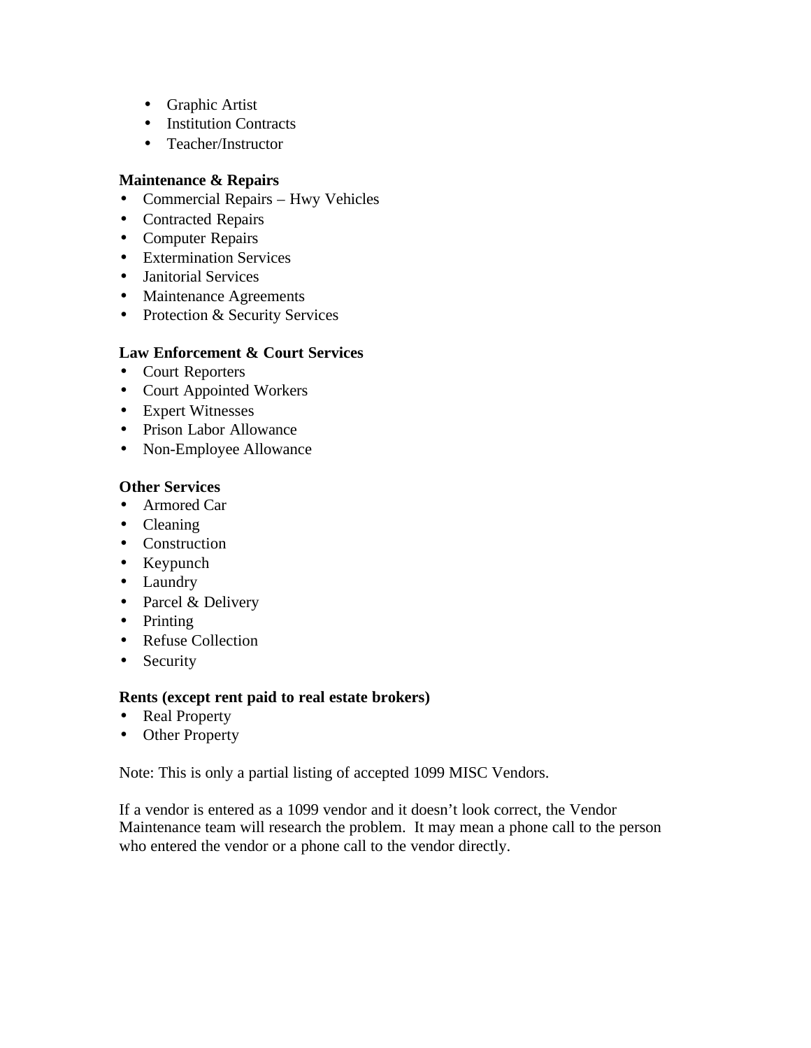- Graphic Artist
- Institution Contracts
- Teacher/Instructor

**Maintenance & Repairs**
- Commercial Repairs – Hwy Vehicles
- Contracted Repairs
- Computer Repairs
- Extermination Services
- Janitorial Services
- Maintenance Agreements
- Protection & Security Services

**Law Enforcement & Court Services**
- Court Reporters
- Court Appointed Workers
- Expert Witnesses
- Prison Labor Allowance
- Non-Employee Allowance

**Other Services**
- Armored Car
- Cleaning
- Construction
- Keypunch
- Laundry
- Parcel & Delivery
- Printing
- Refuse Collection
- Security

**Rents (except rent paid to real estate brokers)**
- Real Property
- Other Property

Note: This is only a partial listing of accepted 1099 MISC Vendors.

If a vendor is entered as a 1099 vendor and it doesn't look correct, the Vendor Maintenance team will research the problem. It may mean a phone call to the person who entered the vendor or a phone call to the vendor directly.